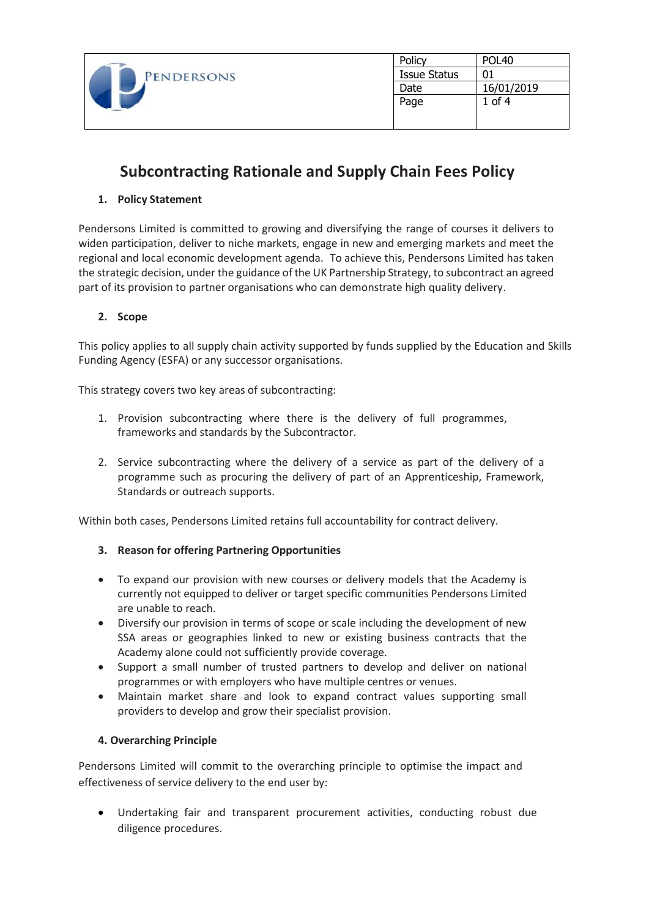| PENDERSONS | Policy | POL40 |
| --- | --- | --- |
| | Issue Status | 01 |
| | Date | 16/01/2019 |
| | Page | 1 of 4 |

# Subcontracting Rationale and Supply Chain Fees Policy

## 1. Policy Statement

Pendersons Limited is committed to growing and diversifying the range of courses it delivers to widen participation, deliver to niche markets, engage in new and emerging markets and meet the regional and local economic development agenda. To achieve this, Pendersons Limited has taken the strategic decision, under the guidance of the UK Partnership Strategy, to subcontract an agreed part of its provision to partner organisations who can demonstrate high quality delivery.

## 2. Scope

This policy applies to all supply chain activity supported by funds supplied by the Education and Skills Funding Agency (ESFA) or any successor organisations.

This strategy covers two key areas of subcontracting:

1. Provision subcontracting where there is the delivery of full programmes, frameworks and standards by the Subcontractor.
2. Service subcontracting where the delivery of a service as part of the delivery of a programme such as procuring the delivery of part of an Apprenticeship, Framework, Standards or outreach supports.

Within both cases, Pendersons Limited retains full accountability for contract delivery.

## 3. Reason for offering Partnering Opportunities

- To expand our provision with new courses or delivery models that the Academy is currently not equipped to deliver or target specific communities Pendersons Limited are unable to reach.
- Diversify our provision in terms of scope or scale including the development of new SSA areas or geographies linked to new or existing business contracts that the Academy alone could not sufficiently provide coverage.
- Support a small number of trusted partners to develop and deliver on national programmes or with employers who have multiple centres or venues.
- Maintain market share and look to expand contract values supporting small providers to develop and grow their specialist provision.

## 4. Overarching Principle

Pendersons Limited will commit to the overarching principle to optimise the impact and effectiveness of service delivery to the end user by:

- Undertaking fair and transparent procurement activities, conducting robust due diligence procedures.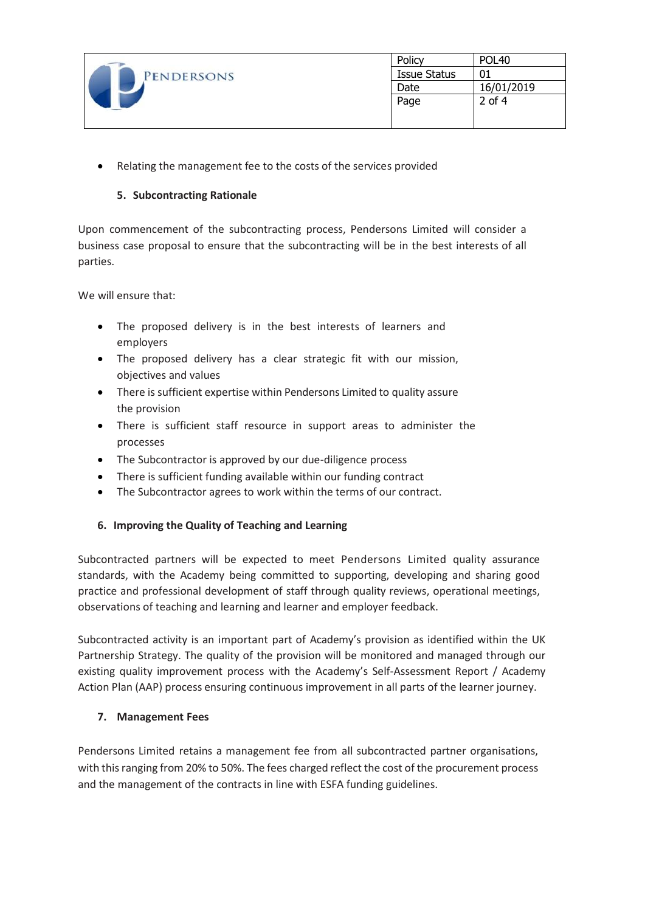- Relating the management fee to the costs of the services provided

### 5. Subcontracting Rationale

Upon commencement of the subcontracting process, Pendersons Limited will consider a business case proposal to ensure that the subcontracting will be in the best interests of all parties.

We will ensure that:

- The proposed delivery is in the best interests of learners and employers
- The proposed delivery has a clear strategic fit with our mission, objectives and values
- There is sufficient expertise within Pendersons Limited to quality assure the provision
- There is sufficient staff resource in support areas to administer the processes
- The Subcontractor is approved by our due-diligence process
- There is sufficient funding available within our funding contract
- The Subcontractor agrees to work within the terms of our contract.

### 6. Improving the Quality of Teaching and Learning

Subcontracted partners will be expected to meet Pendersons Limited quality assurance standards, with the Academy being committed to supporting, developing and sharing good practice and professional development of staff through quality reviews, operational meetings, observations of teaching and learning and learner and employer feedback.

Subcontracted activity is an important part of Academy's provision as identified within the UK Partnership Strategy. The quality of the provision will be monitored and managed through our existing quality improvement process with the Academy's Self-Assessment Report / Academy Action Plan (AAP) process ensuring continuous improvement in all parts of the learner journey.

### 7. Management Fees

Pendersons Limited retains a management fee from all subcontracted partner organisations, with this ranging from 20% to 50%. The fees charged reflect the cost of the procurement process and the management of the contracts in line with ESFA funding guidelines.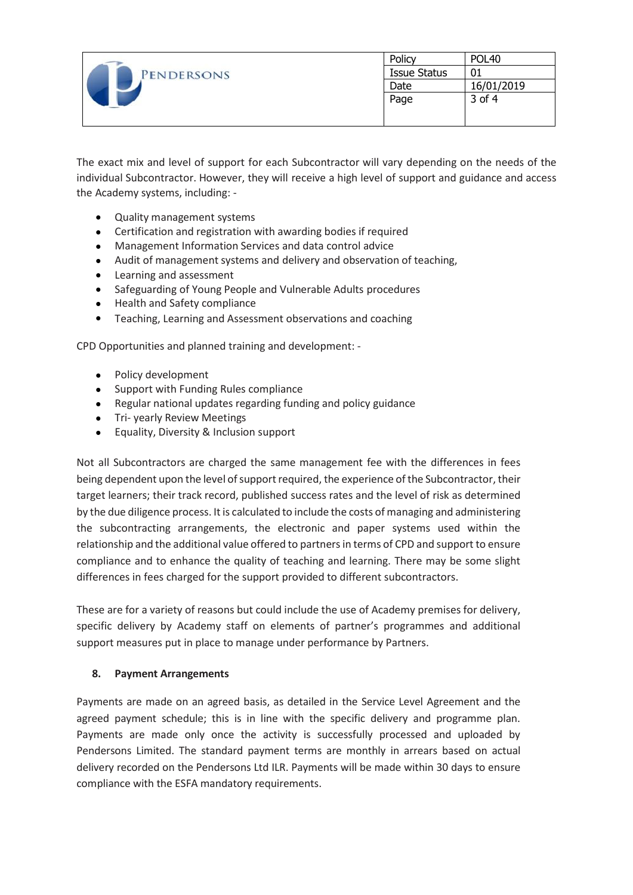The exact mix and level of support for each Subcontractor will vary depending on the needs of the individual Subcontractor. However, they will receive a high level of support and guidance and access the Academy systems, including: -

- Quality management systems
- Certification and registration with awarding bodies if required
- Management Information Services and data control advice
- Audit of management systems and delivery and observation of teaching,
- Learning and assessment
- Safeguarding of Young People and Vulnerable Adults procedures
- Health and Safety compliance
- Teaching, Learning and Assessment observations and coaching

CPD Opportunities and planned training and development: -

- Policy development
- Support with Funding Rules compliance
- Regular national updates regarding funding and policy guidance
- Tri- yearly Review Meetings
- Equality, Diversity & Inclusion support

Not all Subcontractors are charged the same management fee with the differences in fees being dependent upon the level of support required, the experience of the Subcontractor, their target learners; their track record, published success rates and the level of risk as determined by the due diligence process. It is calculated to include the costs of managing and administering the subcontracting arrangements, the electronic and paper systems used within the relationship and the additional value offered to partners in terms of CPD and support to ensure compliance and to enhance the quality of teaching and learning. There may be some slight differences in fees charged for the support provided to different subcontractors.

These are for a variety of reasons but could include the use of Academy premises for delivery, specific delivery by Academy staff on elements of partner's programmes and additional support measures put in place to manage under performance by Partners.

### 8. Payment Arrangements

Payments are made on an agreed basis, as detailed in the Service Level Agreement and the agreed payment schedule; this is in line with the specific delivery and programme plan. Payments are made only once the activity is successfully processed and uploaded by Pendersons Limited. The standard payment terms are monthly in arrears based on actual delivery recorded on the Pendersons Ltd ILR. Payments will be made within 30 days to ensure compliance with the ESFA mandatory requirements.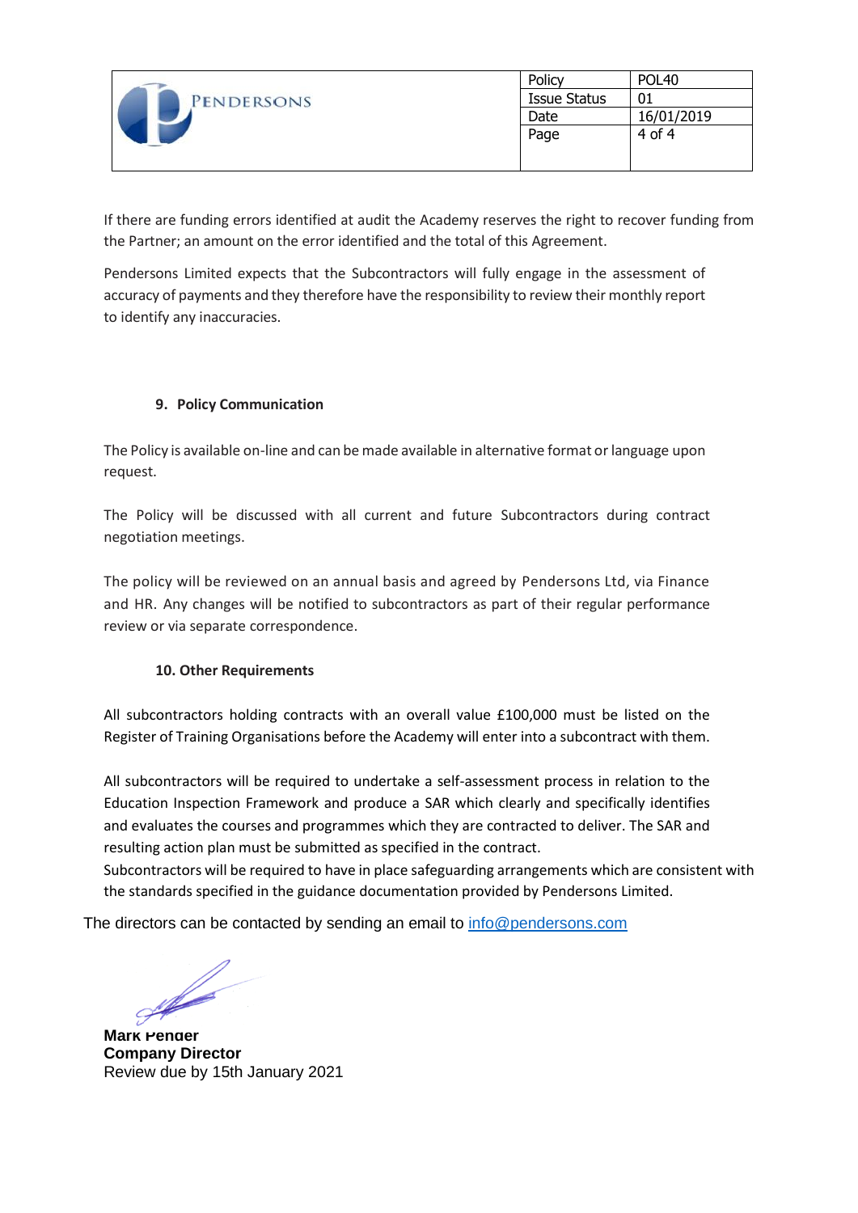If there are funding errors identified at audit the Academy reserves the right to recover funding from the Partner; an amount on the error identified and the total of this Agreement.

Pendersons Limited expects that the Subcontractors will fully engage in the assessment of accuracy of payments and they therefore have the responsibility to review their monthly report to identify any inaccuracies.

## 9. Policy Communication

The Policy is available on-line and can be made available in alternative format or language upon request.

The Policy will be discussed with all current and future Subcontractors during contract negotiation meetings.

The policy will be reviewed on an annual basis and agreed by Pendersons Ltd, via Finance and HR. Any changes will be notified to subcontractors as part of their regular performance review or via separate correspondence.

## 10. Other Requirements

All subcontractors holding contracts with an overall value £100,000 must be listed on the Register of Training Organisations before the Academy will enter into a subcontract with them.

All subcontractors will be required to undertake a self-assessment process in relation to the Education Inspection Framework and produce a SAR which clearly and specifically identifies and evaluates the courses and programmes which they are contracted to deliver. The SAR and resulting action plan must be submitted as specified in the contract.

Subcontractors will be required to have in place safeguarding arrangements which are consistent with the standards specified in the guidance documentation provided by Pendersons Limited.

The directors can be contacted by sending an email to info@pendersons.com

**Mark Pender**
**Company Director**
Review due by 15th January 2021